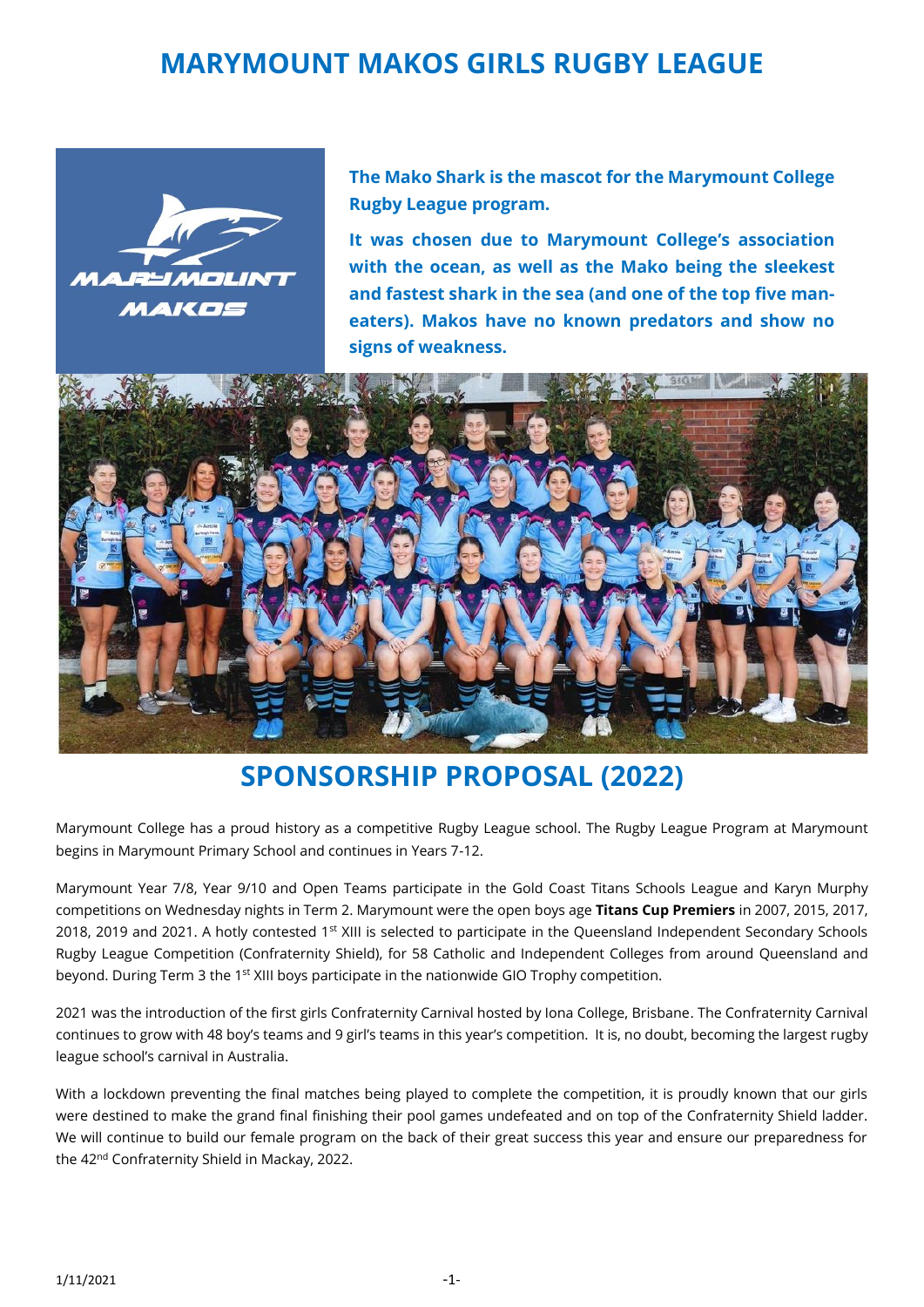# MARYMOUNT MAKOS GIRLS RUGBY LEAGUE

**The Mako Shark is the mascot for the Marymount College Rugby League program.**

**It was chosen due to Marymount College's association with the ocean, as well as the Mako being the sleekest and fastest shark in the sea (and one of the top five man-eaters). Makos have no known predators and show no signs of weakness.**

## SPONSORSHIP PROPOSAL (2022)

Marymount College has a proud history as a competitive Rugby League school. The Rugby League Program at Marymount begins in Marymount Primary School and continues in Years 7-12.

Marymount Year 7/8, Year 9/10 and Open Teams participate in the Gold Coast Titans Schools League and Karyn Murphy competitions on Wednesday nights in Term 2. Marymount were the open boys age **Titans Cup Premiers** in 2007, 2015, 2017, 2018, 2019 and 2021. A hotly contested 1st XIII is selected to participate in the Queensland Independent Secondary Schools Rugby League Competition (Confraternity Shield), for 58 Catholic and Independent Colleges from around Queensland and beyond. During Term 3 the 1st XIII boys participate in the nationwide GIO Trophy competition.

2021 was the introduction of the first girls Confraternity Carnival hosted by Iona College, Brisbane. The Confraternity Carnival continues to grow with 48 boy's teams and 9 girl's teams in this year's competition. It is, no doubt, becoming the largest rugby league school's carnival in Australia.

With a lockdown preventing the final matches being played to complete the competition, it is proudly known that our girls were destined to make the grand final finishing their pool games undefeated and on top of the Confraternity Shield ladder. We will continue to build our female program on the back of their great success this year and ensure our preparedness for the 42nd Confraternity Shield in Mackay, 2022.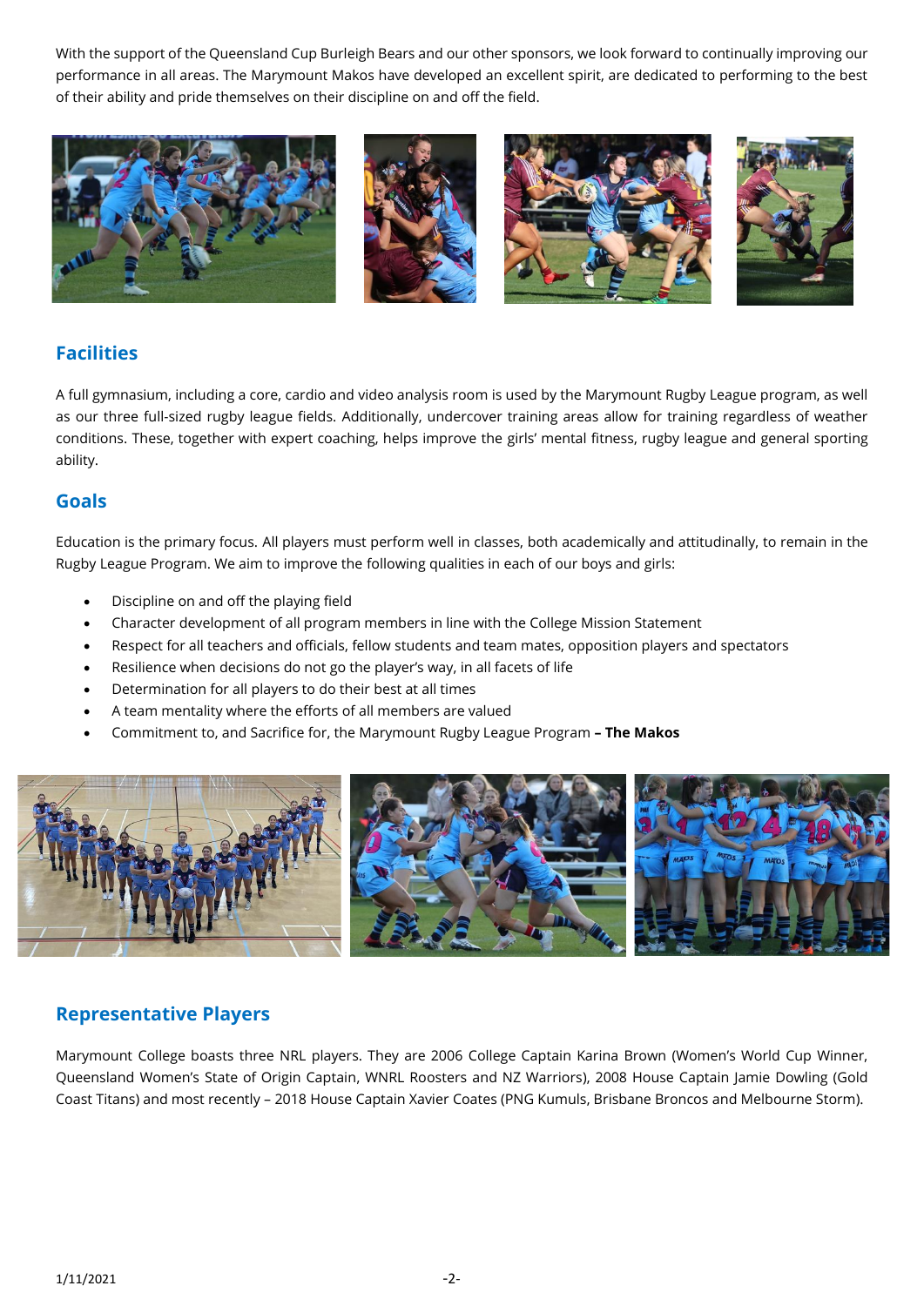With the support of the Queensland Cup Burleigh Bears and our other sponsors, we look forward to continually improving our performance in all areas. The Marymount Makos have developed an excellent spirit, are dedicated to performing to the best of their ability and pride themselves on their discipline on and off the field.

## Facilities

A full gymnasium, including a core, cardio and video analysis room is used by the Marymount Rugby League program, as well as our three full-sized rugby league fields. Additionally, undercover training areas allow for training regardless of weather conditions. These, together with expert coaching, helps improve the girls' mental fitness, rugby league and general sporting ability.

## Goals

Education is the primary focus. All players must perform well in classes, both academically and attitudinally, to remain in the Rugby League Program. We aim to improve the following qualities in each of our boys and girls:

- Discipline on and off the playing field
- Character development of all program members in line with the College Mission Statement
- Respect for all teachers and officials, fellow students and team mates, opposition players and spectators
- Resilience when decisions do not go the player's way, in all facets of life
- Determination for all players to do their best at all times
- A team mentality where the efforts of all members are valued
- Commitment to, and Sacrifice for, the Marymount Rugby League Program **– The Makos**

## Representative Players

Marymount College boasts three NRL players. They are 2006 College Captain Karina Brown (Women's World Cup Winner, Queensland Women's State of Origin Captain, WNRL Roosters and NZ Warriors), 2008 House Captain Jamie Dowling (Gold Coast Titans) and most recently – 2018 House Captain Xavier Coates (PNG Kumuls, Brisbane Broncos and Melbourne Storm).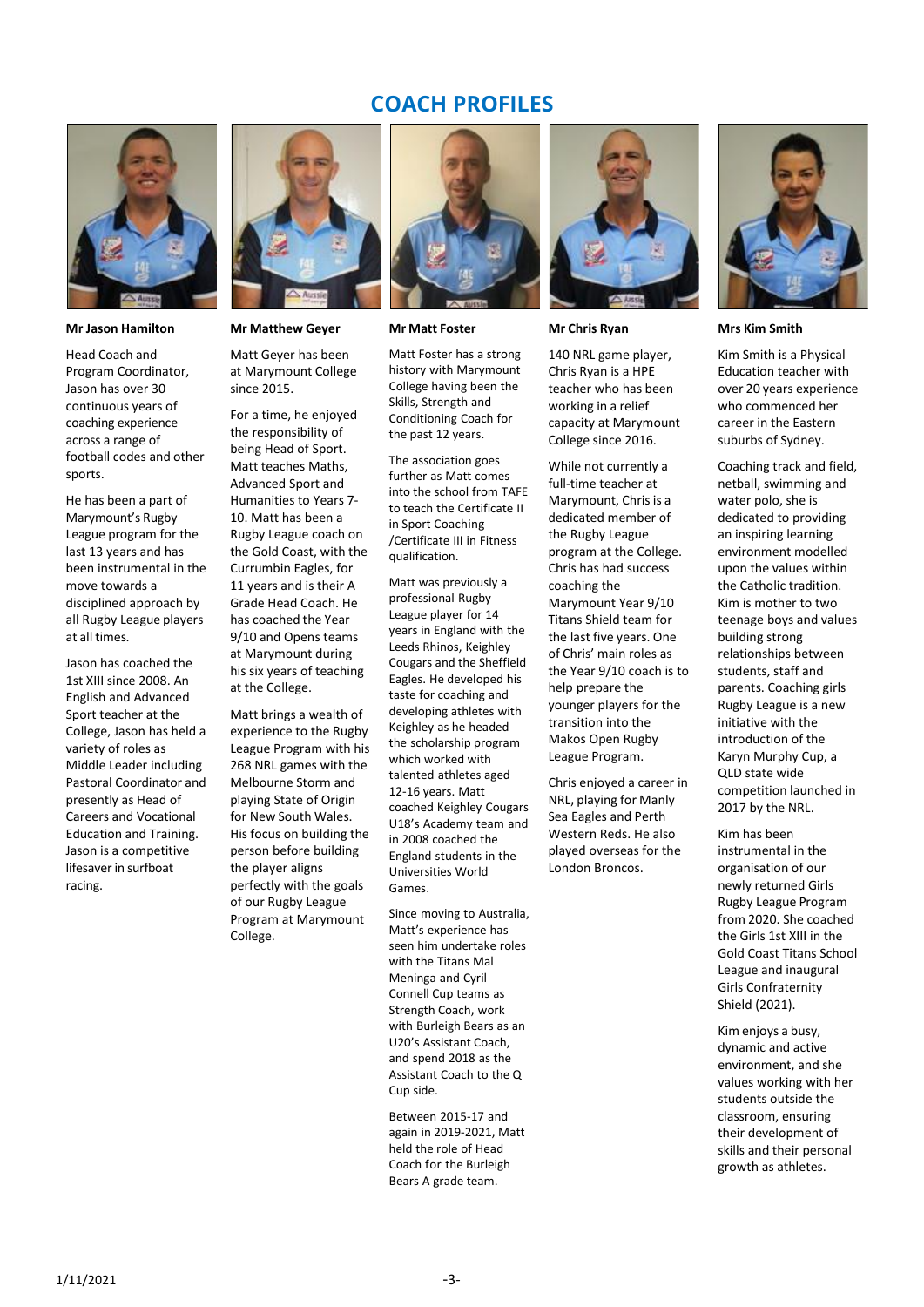# COACH PROFILES

### Mr Jason Hamilton

Head Coach and Program Coordinator, Jason has over 30 continuous years of coaching experience across a range of football codes and other sports.

He has been a part of Marymount's Rugby League program for the last 13 years and has been instrumental in the move towards a disciplined approach by all Rugby League players at all times.

Jason has coached the 1st XIII since 2008. An English and Advanced Sport teacher at the College, Jason has held a variety of roles as Middle Leader including Pastoral Coordinator and presently as Head of Careers and Vocational Education and Training. Jason is a competitive lifesaver in surfboat racing.

### Mr Matthew Geyer

Matt Geyer has been at Marymount College since 2015.

For a time, he enjoyed the responsibility of being Head of Sport. Matt teaches Maths, Advanced Sport and Humanities to Years 7-10. Matt has been a Rugby League coach on the Gold Coast, with the Currumbin Eagles, for 11 years and is their A Grade Head Coach. He has coached the Year 9/10 and Opens teams at Marymount during his six years of teaching at the College.

Matt brings a wealth of experience to the Rugby League Program with his 268 NRL games with the Melbourne Storm and playing State of Origin for New South Wales. His focus on building the person before building the player aligns perfectly with the goals of our Rugby League Program at Marymount College.

### Mr Matt Foster

Matt Foster has a strong history with Marymount College having been the Skills, Strength and Conditioning Coach for the past 12 years.

The association goes further as Matt comes into the school from TAFE to teach the Certificate II in Sport Coaching /Certificate III in Fitness qualification.

Matt was previously a professional Rugby League player for 14 years in England with the Leeds Rhinos, Keighley Cougars and the Sheffield Eagles. He developed his taste for coaching and developing athletes with Keighley as he headed the scholarship program which worked with talented athletes aged 12-16 years. Matt coached Keighley Cougars U18's Academy team and in 2008 coached the England students in the Universities World Games.

Since moving to Australia, Matt's experience has seen him undertake roles with the Titans Mal Meninga and Cyril Connell Cup teams as Strength Coach, work with Burleigh Bears as an U20's Assistant Coach, and spend 2018 as the Assistant Coach to the Q Cup side.

Between 2015-17 and again in 2019-2021, Matt held the role of Head Coach for the Burleigh Bears A grade team.

### Mr Chris Ryan

140 NRL game player, Chris Ryan is a HPE teacher who has been working in a relief capacity at Marymount College since 2016.

While not currently a full-time teacher at Marymount, Chris is a dedicated member of the Rugby League program at the College. Chris has had success coaching the Marymount Year 9/10 Titans Shield team for the last five years. One of Chris' main roles as the Year 9/10 coach is to help prepare the younger players for the transition into the Makos Open Rugby League Program.

Chris enjoyed a career in NRL, playing for Manly Sea Eagles and Perth Western Reds. He also played overseas for the London Broncos.

### Mrs Kim Smith

Kim Smith is a Physical Education teacher with over 20 years experience who commenced her career in the Eastern suburbs of Sydney.

Coaching track and field, netball, swimming and water polo, she is dedicated to providing an inspiring learning environment modelled upon the values within the Catholic tradition. Kim is mother to two teenage boys and values building strong relationships between students, staff and parents. Coaching girls Rugby League is a new initiative with the introduction of the Karyn Murphy Cup, a QLD state wide competition launched in 2017 by the NRL.

Kim has been instrumental in the organisation of our newly returned Girls Rugby League Program from 2020. She coached the Girls 1st XIII in the Gold Coast Titans School League and inaugural Girls Confraternity Shield (2021).

Kim enjoys a busy, dynamic and active environment, and she values working with her students outside the classroom, ensuring their development of skills and their personal growth as athletes.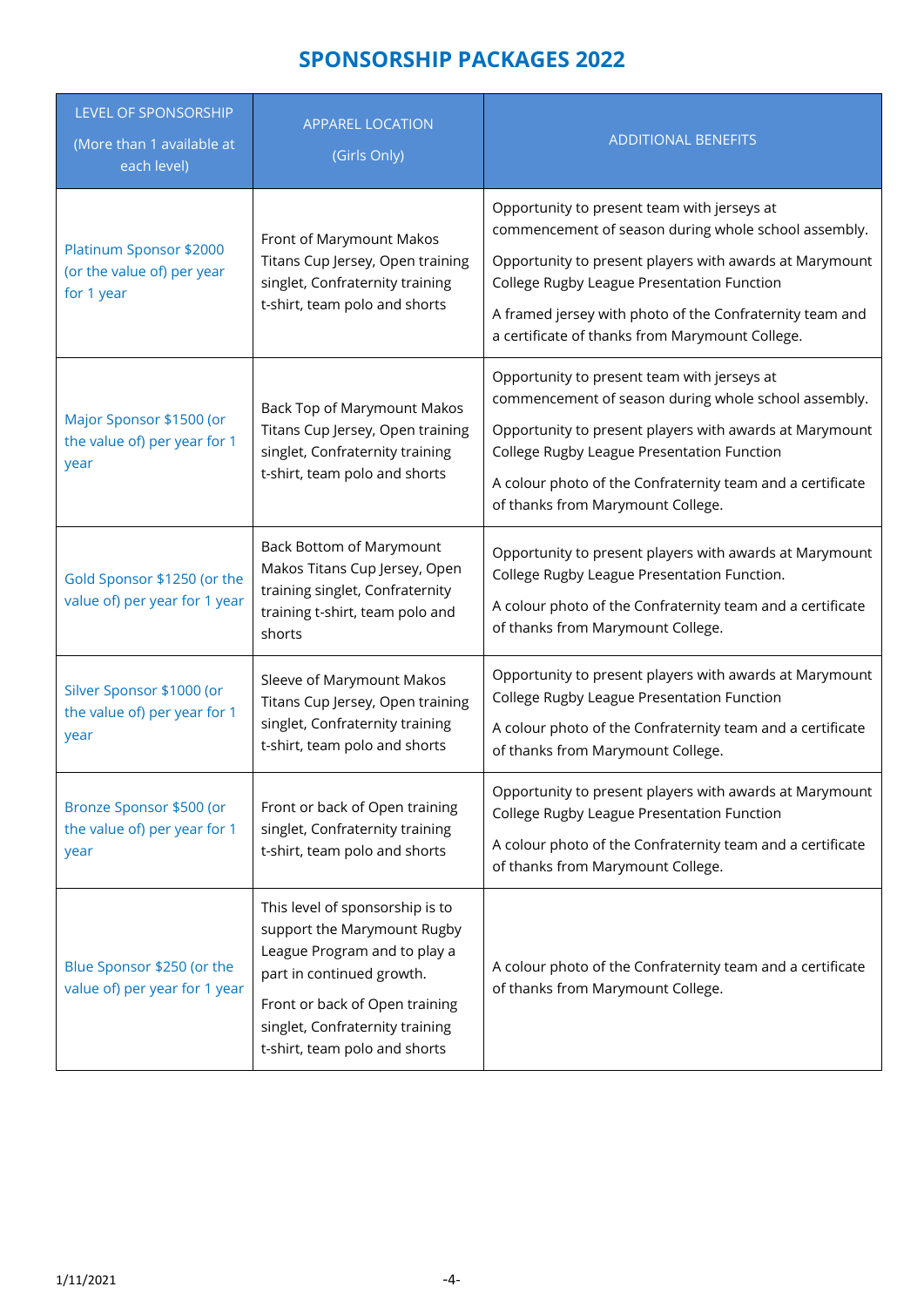# SPONSORSHIP PACKAGES 2022

| LEVEL OF SPONSORSHIP (More than 1 available at each level) | APPAREL LOCATION (Girls Only) | ADDITIONAL BENEFITS |
|---|---|---|
| Platinum Sponsor $2000 (or the value of) per year for 1 year | Front of Marymount Makos Titans Cup Jersey, Open training singlet, Confraternity training t-shirt, team polo and shorts | Opportunity to present team with jerseys at commencement of season during whole school assembly. <br><br> Opportunity to present players with awards at Marymount College Rugby League Presentation Function <br><br> A framed jersey with photo of the Confraternity team and a certificate of thanks from Marymount College. |
| Major Sponsor $1500 (or the value of) per year for 1 year | Back Top of Marymount Makos Titans Cup Jersey, Open training singlet, Confraternity training t-shirt, team polo and shorts | Opportunity to present team with jerseys at commencement of season during whole school assembly. <br><br> Opportunity to present players with awards at Marymount College Rugby League Presentation Function <br><br> A colour photo of the Confraternity team and a certificate of thanks from Marymount College. |
| Gold Sponsor $1250 (or the value of) per year for 1 year | Back Bottom of Marymount Makos Cup Jersey, Open training singlet, Confraternity training t-shirt, team polo and shorts | Opportunity to present players with awards at Marymount College Rugby League Presentation Function. <br><br> A colour photo of the Confraternity team and a certificate of thanks from Marymount College. |
| Silver Sponsor $1000 (or the value of) per year for 1 year | Sleeve of Marymount Makos Titans Cup Jersey, Open training singlet, Confraternity training t-shirt, team polo and shorts | Opportunity to present players with awards at Marymount College Rugby League Presentation Function <br><br> A colour photo of the Confraternity team and a certificate of thanks from Marymount College. |
| Bronze Sponsor $500 (or the value of) per year for 1 year | Front or back of Open training singlet, Confraternity training t-shirt, team polo and shorts | Opportunity to present players with awards at Marymount College Rugby League Presentation Function <br><br> A colour photo of the Confraternity team and a certificate of thanks from Marymount College. |
| Blue Sponsor $250 (or the value of) per year for 1 year | This level of sponsorship is to support the Marymount Rugby League Program and to play a part in continued growth. <br><br> Front or back of Open training singlet, Confraternity training t-shirt, team polo and shorts | A colour photo of the Confraternity team and a certificate of thanks from Marymount College. |

1/11/2021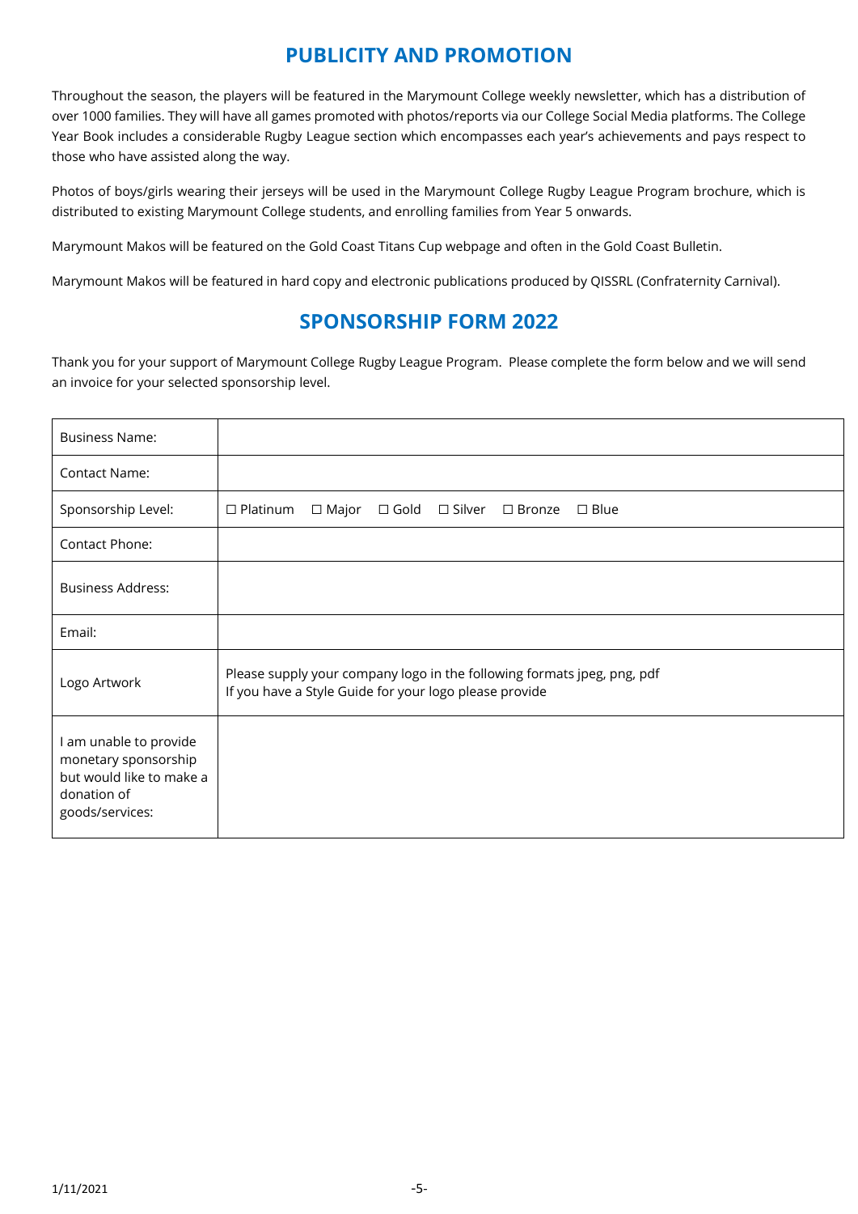## PUBLICITY AND PROMOTION

Throughout the season, the players will be featured in the Marymount College weekly newsletter, which has a distribution of over 1000 families. They will have all games promoted with photos/reports via our College Social Media platforms. The College Year Book includes a considerable Rugby League section which encompasses each year's achievements and pays respect to those who have assisted along the way.

Photos of boys/girls wearing their jerseys will be used in the Marymount College Rugby League Program brochure, which is distributed to existing Marymount College students, and enrolling families from Year 5 onwards.

Marymount Makos will be featured on the Gold Coast Titans Cup webpage and often in the Gold Coast Bulletin.

Marymount Makos will be featured in hard copy and electronic publications produced by QISSRL (Confraternity Carnival).

## SPONSORSHIP FORM 2022

Thank you for your support of Marymount College Rugby League Program. Please complete the form below and we will send an invoice for your selected sponsorship level.

| | |
|---|---|
| Business Name: | |
| Contact Name: | |
| Sponsorship Level: | ☐ Platinum ☐ Major ☐ Gold ☐ Silver ☐ Bronze ☐ Blue |
| Contact Phone: | |
| Business Address: | |
| Email: | |
| Logo Artwork | Please supply your company logo in the following formats jpeg, png, pdf<br>If you have a Style Guide for your logo please provide |
| I am unable to provide monetary sponsorship but would like to make a donation of goods/services: | |

1/11/2021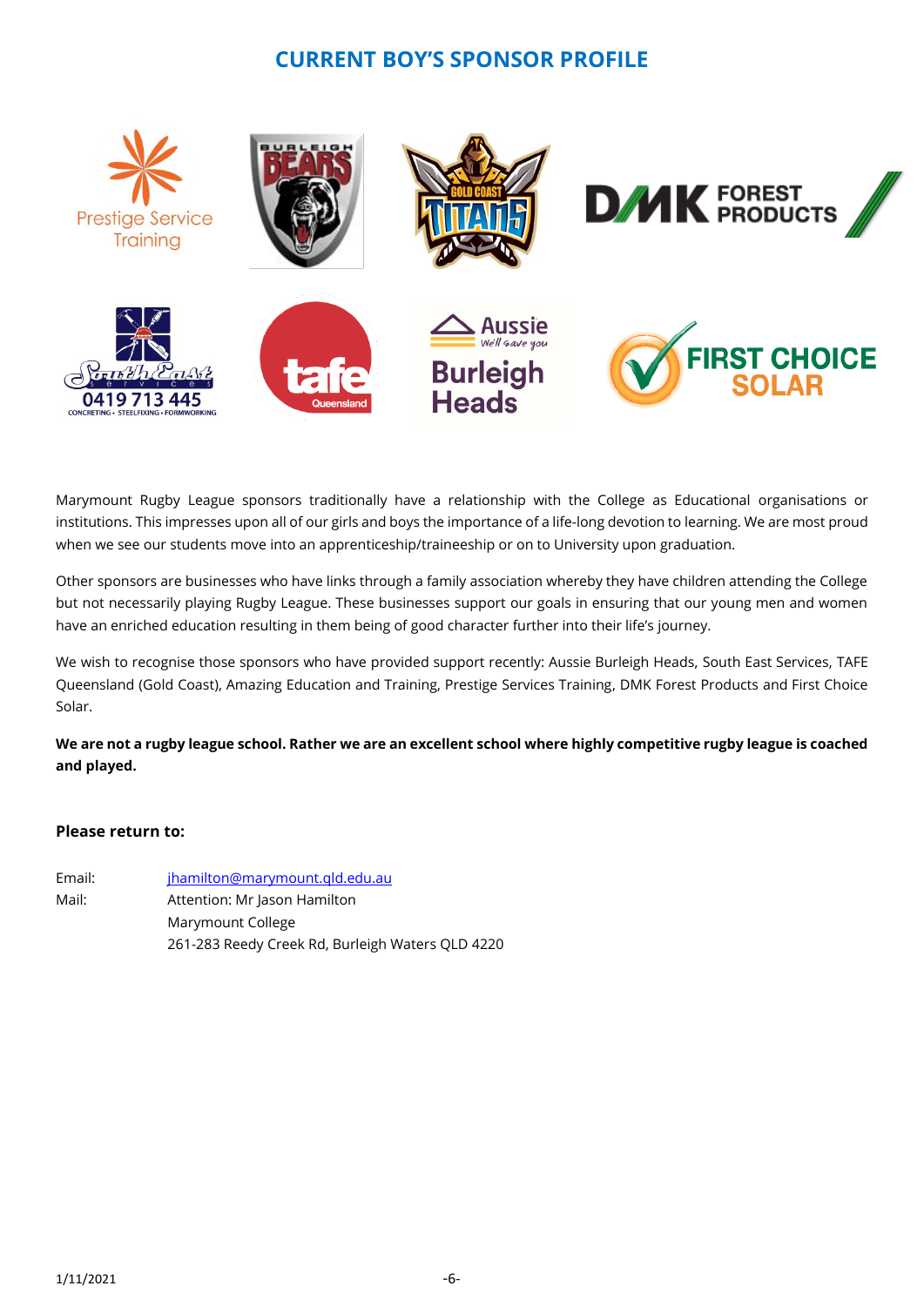## CURRENT BOY'S SPONSOR PROFILE

Marymount Rugby League sponsors traditionally have a relationship with the College as Educational organisations or institutions. This impresses upon all of our girls and boys the importance of a life-long devotion to learning. We are most proud when we see our students move into an apprenticeship/traineeship or on to University upon graduation.

Other sponsors are businesses who have links through a family association whereby they have children attending the College but not necessarily playing Rugby League. These businesses support our goals in ensuring that our young men and women have an enriched education resulting in them being of good character further into their life's journey.

We wish to recognise those sponsors who have provided support recently: Aussie Burleigh Heads, South East Services, TAFE Queensland (Gold Coast), Amazing Education and Training, Prestige Services Training, DMK Forest Products and First Choice Solar.

**We are not a rugby league school. Rather we are an excellent school where highly competitive rugby league is coached and played.**

**Please return to:**

Email: jhamilton@marymount.qld.edu.au

Mail: Attention: Mr Jason Hamilton
Marymount College
261-283 Reedy Creek Rd, Burleigh Waters QLD 4220

1/11/2021